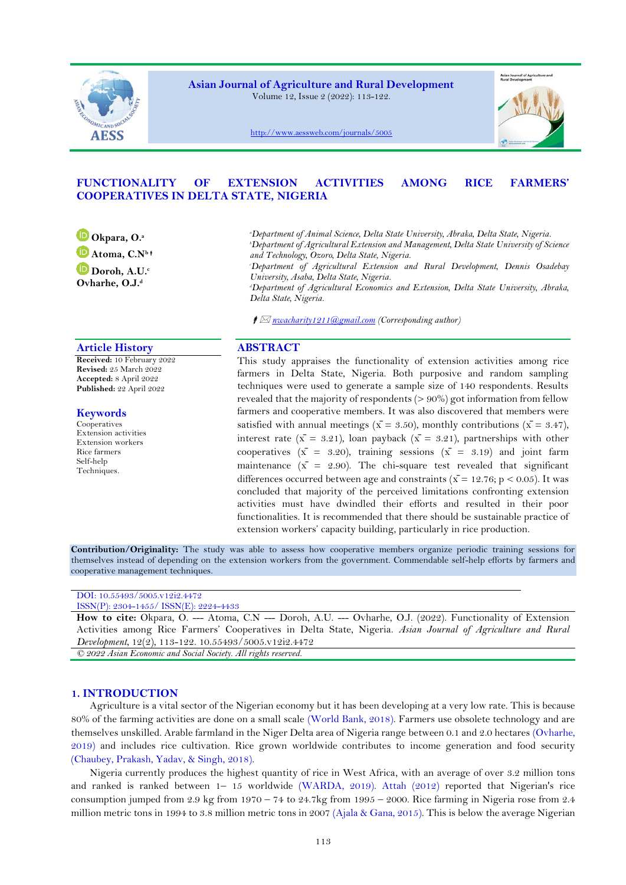# FUNCTIONALITY OF EXTENSION ACTIVITIES AMONG RICE FARMERS' COOPERATIVES IN DELTA STATE, NIGERIA

**Okpara, O.**[a]
**Atoma, C.N**[b] †
**Doroh, A.U.**[c]
**Ovharhe, O.J.**[d]

[a]*Department of Animal Science, Delta State University, Abraka, Delta State, Nigeria.*
[b]*Department of Agricultural Extension and Management, Delta State University of Science and Technology, Ozoro, Delta State, Nigeria.*
[c]*Department of Agricultural Extension and Rural Development, Dennis Osadebay University, Asaba, Delta State, Nigeria.*
[d]*Department of Agricultural Economics and Extension, Delta State University, Abraka, Delta State, Nigeria.*

† ✉ nwacharity1211@gmail.com (Corresponding author)

## Article History

**Received:** 10 February 2022
**Revised:** 25 March 2022
**Accepted:** 8 April 2022
**Published:** 22 April 2022

## Keywords

Cooperatives
Extension activities
Extension workers
Rice farmers
Self-help
Techniques.

## ABSTRACT

This study appraises the functionality of extension activities among rice farmers in Delta State, Nigeria. Both purposive and random sampling techniques were used to generate a sample size of 140 respondents. Results revealed that the majority of respondents (> 90%) got information from fellow farmers and cooperative members. It was also discovered that members were satisfied with annual meetings ($\bar{x}$ = 3.50), monthly contributions ($\bar{x}$ = 3.47), interest rate ($\bar{x}$ = 3.21), loan payback ($\bar{x}$ = 3.21), partnerships with other cooperatives ($\bar{x}$ = 3.20), training sessions ($\bar{x}$ = 3.19) and joint farm maintenance ($\bar{x}$ = 2.90). The chi-square test revealed that significant differences occurred between age and constraints ($\bar{x}$ = 12.76; $p < 0.05$). It was concluded that majority of the perceived limitations confronting extension activities must have dwindled their efforts and resulted in their poor functionalities. It is recommended that there should be sustainable practice of extension workers' capacity building, particularly in rice production.

**Contribution/Originality:** The study was able to assess how cooperative members organize periodic training sessions for themselves instead of depending on the extension workers from the government. Commendable self-help efforts by farmers and cooperative management techniques.

DOI: 10.55493/5005.v12i2.4472
ISSN(P): 2304-1455/ ISSN(E): 2224-4433

**How to cite:** Okpara, O. --- Atoma, C.N --- Doroh, A.U. --- Ovharhe, O.J. (2022). Functionality of Extension Activities among Rice Farmers' Cooperatives in Delta State, Nigeria. *Asian Journal of Agriculture and Rural Development*, 12(2), 113-122. 10.55493/5005.v12i2.4472

*© 2022 Asian Economic and Social Society. All rights reserved.*

## 1. INTRODUCTION

Agriculture is a vital sector of the Nigerian economy but it has been developing at a very low rate. This is because 80% of the farming activities are done on a small scale (World Bank, 2018). Farmers use obsolete technology and are themselves unskilled. Arable farmland in the Niger Delta area of Nigeria range between 0.1 and 2.0 hectares (Ovharhe, 2019) and includes rice cultivation. Rice grown worldwide contributes to income generation and food security (Chaubey, Prakash, Yadav, & Singh, 2018).

Nigeria currently produces the highest quantity of rice in West Africa, with an average of over 3.2 million tons and ranked is ranked between 1– 15 worldwide (WARDA, 2019). Attah (2012) reported that Nigerian's rice consumption jumped from 2.9 kg from 1970 – 74 to 24.7kg from 1995 – 2000. Rice farming in Nigeria rose from 2.4 million metric tons in 1994 to 3.8 million metric tons in 2007 (Ajala & Gana, 2015). This is below the average Nigerian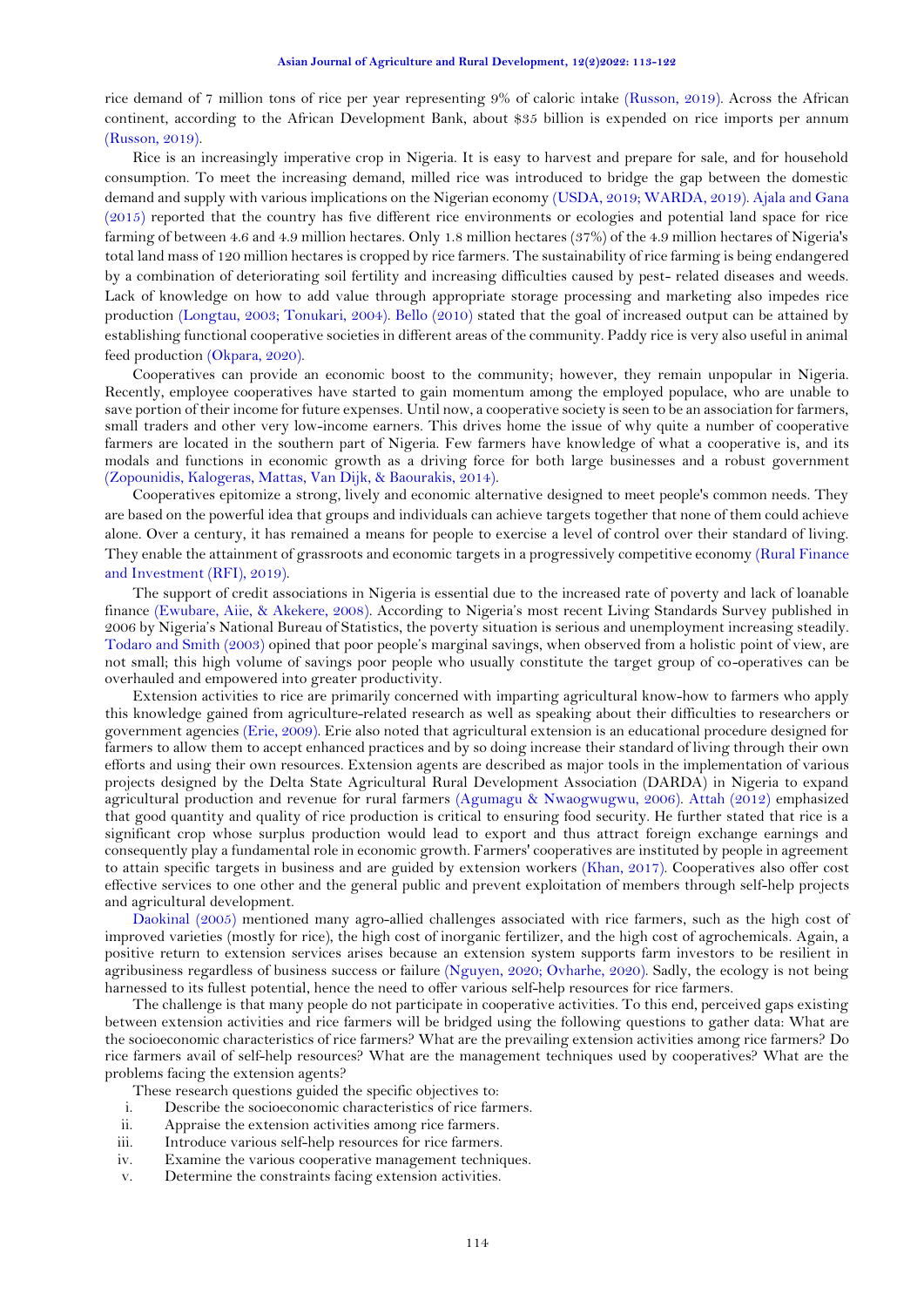rice demand of 7 million tons of rice per year representing 9% of caloric intake (Russon, 2019). Across the African continent, according to the African Development Bank, about $35 billion is expended on rice imports per annum (Russon, 2019).

Rice is an increasingly imperative crop in Nigeria. It is easy to harvest and prepare for sale, and for household consumption. To meet the increasing demand, milled rice was introduced to bridge the gap between the domestic demand and supply with various implications on the Nigerian economy (USDA, 2019; WARDA, 2019). Ajala and Gana (2015) reported that the country has five different rice environments or ecologies and potential land space for rice farming of between 4.6 and 4.9 million hectares. Only 1.8 million hectares (37%) of the 4.9 million hectares of Nigeria's total land mass of 120 million hectares is cropped by rice farmers. The sustainability of rice farming is being endangered by a combination of deteriorating soil fertility and increasing difficulties caused by pest- related diseases and weeds. Lack of knowledge on how to add value through appropriate storage processing and marketing also impedes rice production (Longtau, 2003; Tonukari, 2004). Bello (2010) stated that the goal of increased output can be attained by establishing functional cooperative societies in different areas of the community. Paddy rice is very also useful in animal feed production (Okpara, 2020).

Cooperatives can provide an economic boost to the community; however, they remain unpopular in Nigeria. Recently, employee cooperatives have started to gain momentum among the employed populace, who are unable to save portion of their income for future expenses. Until now, a cooperative society is seen to be an association for farmers, small traders and other very low-income earners. This drives home the issue of why quite a number of cooperative farmers are located in the southern part of Nigeria. Few farmers have knowledge of what a cooperative is, and its modals and functions in economic growth as a driving force for both large businesses and a robust government (Zopounidis, Kalogeras, Mattas, Van Dijk, & Baourakis, 2014).

Cooperatives epitomize a strong, lively and economic alternative designed to meet people's common needs. They are based on the powerful idea that groups and individuals can achieve targets together that none of them could achieve alone. Over a century, it has remained a means for people to exercise a level of control over their standard of living. They enable the attainment of grassroots and economic targets in a progressively competitive economy (Rural Finance and Investment (RFI), 2019).

The support of credit associations in Nigeria is essential due to the increased rate of poverty and lack of loanable finance (Ewubare, Aiie, & Akekere, 2008). According to Nigeria's most recent Living Standards Survey published in 2006 by Nigeria's National Bureau of Statistics, the poverty situation is serious and unemployment increasing steadily. Todaro and Smith (2003) opined that poor people's marginal savings, when observed from a holistic point of view, are not small; this high volume of savings poor people who usually constitute the target group of co-operatives can be overhauled and empowered into greater productivity.

Extension activities to rice are primarily concerned with imparting agricultural know-how to farmers who apply this knowledge gained from agriculture-related research as well as speaking about their difficulties to researchers or government agencies (Erie, 2009). Erie also noted that agricultural extension is an educational procedure designed for farmers to allow them to accept enhanced practices and by so doing increase their standard of living through their own efforts and using their own resources. Extension agents are described as major tools in the implementation of various projects designed by the Delta State Agricultural Rural Development Association (DARDA) in Nigeria to expand agricultural production and revenue for rural farmers (Agumagu & Nwaogwugwu, 2006). Attah (2012) emphasized that good quantity and quality of rice production is critical to ensuring food security. He further stated that rice is a significant crop whose surplus production would lead to export and thus attract foreign exchange earnings and consequently play a fundamental role in economic growth. Farmers' cooperatives are instituted by people in agreement to attain specific targets in business and are guided by extension workers (Khan, 2017). Cooperatives also offer cost effective services to one other and the general public and prevent exploitation of members through self-help projects and agricultural development.

Daokinal (2005) mentioned many agro-allied challenges associated with rice farmers, such as the high cost of improved varieties (mostly for rice), the high cost of inorganic fertilizer, and the high cost of agrochemicals. Again, a positive return to extension services arises because an extension system supports farm investors to be resilient in agribusiness regardless of business success or failure (Nguyen, 2020; Ovharhe, 2020). Sadly, the ecology is not being harnessed to its fullest potential, hence the need to offer various self-help resources for rice farmers.

The challenge is that many people do not participate in cooperative activities. To this end, perceived gaps existing between extension activities and rice farmers will be bridged using the following questions to gather data: What are the socioeconomic characteristics of rice farmers? What are the prevailing extension activities among rice farmers? Do rice farmers avail of self-help resources? What are the management techniques used by cooperatives? What are the problems facing the extension agents?

These research questions guided the specific objectives to:

i. Describe the socioeconomic characteristics of rice farmers.
ii. Appraise the extension activities among rice farmers.
iii. Introduce various self-help resources for rice farmers.
iv. Examine the various cooperative management techniques.
v. Determine the constraints facing extension activities.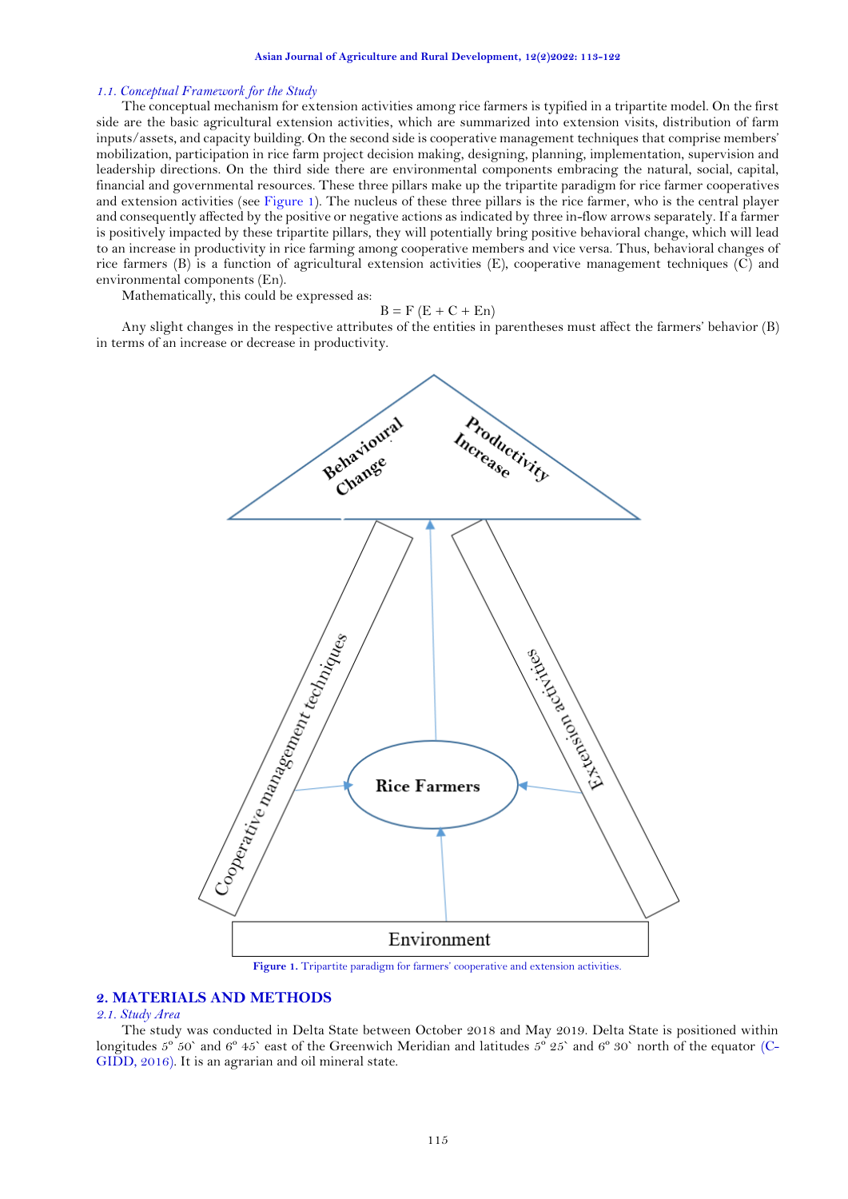### 1.1. Conceptual Framework for the Study

The conceptual mechanism for extension activities among rice farmers is typified in a tripartite model. On the first side are the basic agricultural extension activities, which are summarized into extension visits, distribution of farm inputs/assets, and capacity building. On the second side is cooperative management techniques that comprise members' mobilization, participation in rice farm project decision making, designing, planning, implementation, supervision and leadership directions. On the third side there are environmental components embracing the natural, social, capital, financial and governmental resources. These three pillars make up the tripartite paradigm for rice farmer cooperatives and extension activities (see Figure 1). The nucleus of these three pillars is the rice farmer, who is the central player and consequently affected by the positive or negative actions as indicated by three in-flow arrows separately. If a farmer is positively impacted by these tripartite pillars, they will potentially bring positive behavioral change, which will lead to an increase in productivity in rice farming among cooperative members and vice versa. Thus, behavioral changes of rice farmers (B) is a function of agricultural extension activities (E), cooperative management techniques (C) and environmental components (En).

Mathematically, this could be expressed as:

$$B = F\ (E + C + En)$$

Any slight changes in the respective attributes of the entities in parentheses must affect the farmers' behavior (B) in terms of an increase or decrease in productivity.

Figure 1. Tripartite paradigm for farmers' cooperative and extension activities.

## 2. MATERIALS AND METHODS

### 2.1. Study Area

The study was conducted in Delta State between October 2018 and May 2019. Delta State is positioned within longitudes 5º 50` and 6º 45` east of the Greenwich Meridian and latitudes 5º 25` and 6º 30` north of the equator (C-GIDD, 2016). It is an agrarian and oil mineral state.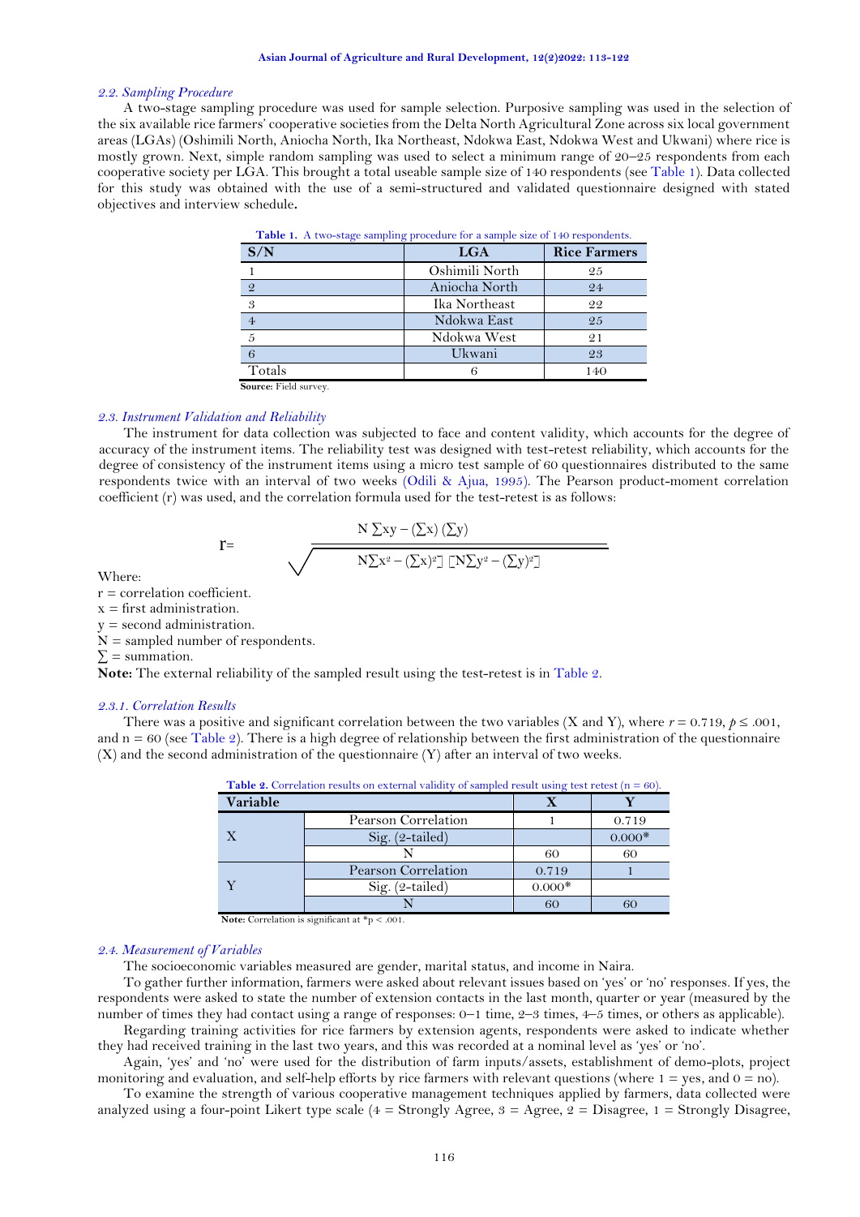### 2.2. Sampling Procedure

A two-stage sampling procedure was used for sample selection. Purposive sampling was used in the selection of the six available rice farmers' cooperative societies from the Delta North Agricultural Zone across six local government areas (LGAs) (Oshimili North, Aniocha North, Ika Northeast, Ndokwa East, Ndokwa West and Ukwani) where rice is mostly grown. Next, simple random sampling was used to select a minimum range of 20–25 respondents from each cooperative society per LGA. This brought a total useable sample size of 140 respondents (see Table 1). Data collected for this study was obtained with the use of a semi-structured and validated questionnaire designed with stated objectives and interview schedule.

**Table 1.** A two-stage sampling procedure for a sample size of 140 respondents.

| S/N | LGA | Rice Farmers |
|---|---|---|
| 1 | Oshimili North | 25 |
| 2 | Aniocha North | 24 |
| 3 | Ika Northeast | 22 |
| 4 | Ndokwa East | 25 |
| 5 | Ndokwa West | 21 |
| 6 | Ukwani | 23 |
| Totals | 6 | 140 |

**Source:** Field survey.

### 2.3. Instrument Validation and Reliability

The instrument for data collection was subjected to face and content validity, which accounts for the degree of accuracy of the instrument items. The reliability test was designed with test-retest reliability, which accounts for the degree of consistency of the instrument items using a micro test sample of 60 questionnaires distributed to the same respondents twice with an interval of two weeks (Odili & Ajua, 1995). The Pearson product-moment correlation coefficient (r) was used, and the correlation formula used for the test-retest is as follows:

$$r = \frac{N\sum xy - (\sum x)(\sum y)}{\sqrt{N\sum x^2 - (\sum x)^2][N\sum y^2 - (\sum y)^2]}}$$

Where:

r = correlation coefficient.
x = first administration.
y = second administration.
N = sampled number of respondents.
$\sum$ = summation.

**Note:** The external reliability of the sampled result using the test-retest is in Table 2.

#### 2.3.1. Correlation Results

There was a positive and significant correlation between the two variables (X and Y), where $r = 0.719$, $p \leq .001$, and n = 60 (see Table 2). There is a high degree of relationship between the first administration of the questionnaire (X) and the second administration of the questionnaire (Y) after an interval of two weeks.

**Table 2.** Correlation results on external validity of sampled result using test retest (n = 60).

| Variable | | X | Y |
|---|---|---|---|
| X | Pearson Correlation | 1 | 0.719 |
| | Sig. (2-tailed) | | 0.000* |
| | N | 60 | 60 |
| Y | Pearson Correlation | 0.719 | 1 |
| | Sig. (2-tailed) | 0.000* | |
| | N | 60 | 60 |

**Note:** Correlation is significant at *p < .001.

### 2.4. Measurement of Variables

The socioeconomic variables measured are gender, marital status, and income in Naira.

To gather further information, farmers were asked about relevant issues based on 'yes' or 'no' responses. If yes, the respondents were asked to state the number of extension contacts in the last month, quarter or year (measured by the number of times they had contact using a range of responses: 0–1 time, 2–3 times, 4–5 times, or others as applicable).

Regarding training activities for rice farmers by extension agents, respondents were asked to indicate whether they had received training in the last two years, and this was recorded at a nominal level as 'yes' or 'no'.

Again, 'yes' and 'no' were used for the distribution of farm inputs/assets, establishment of demo-plots, project monitoring and evaluation, and self-help efforts by rice farmers with relevant questions (where 1 = yes, and 0 = no).

To examine the strength of various cooperative management techniques applied by farmers, data collected were analyzed using a four-point Likert type scale (4 = Strongly Agree, 3 = Agree, 2 = Disagree, 1 = Strongly Disagree,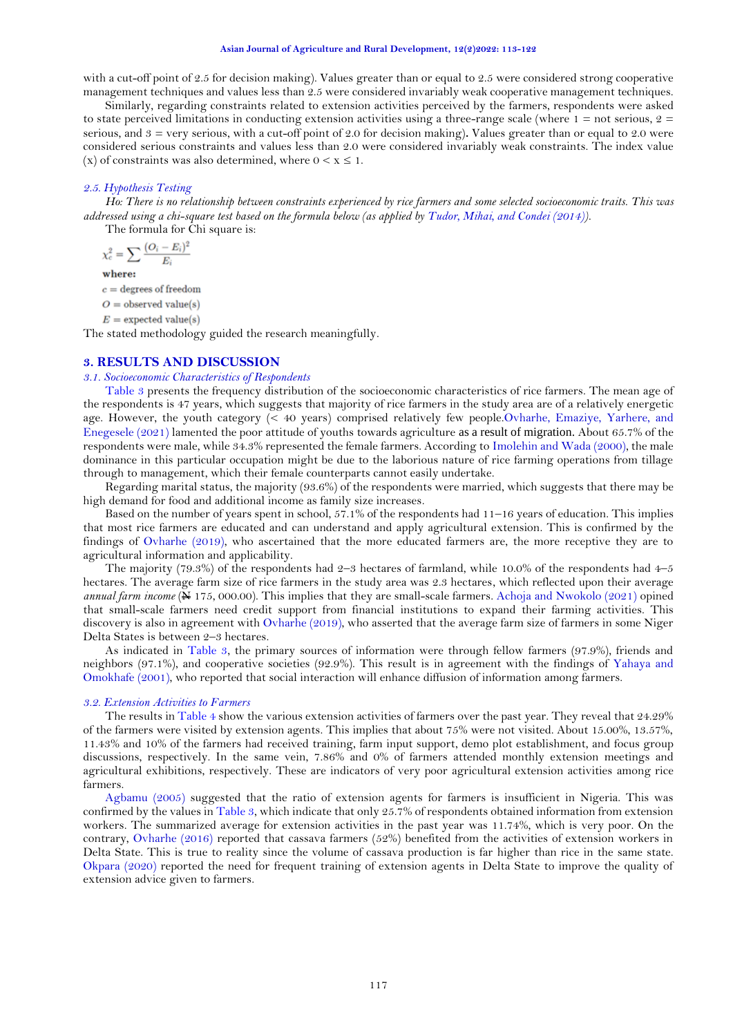with a cut-off point of 2.5 for decision making). Values greater than or equal to 2.5 were considered strong cooperative management techniques and values less than 2.5 were considered invariably weak cooperative management techniques.

Similarly, regarding constraints related to extension activities perceived by the farmers, respondents were asked to state perceived limitations in conducting extension activities using a three-range scale (where 1 = not serious, 2 = serious, and 3 = very serious, with a cut-off point of 2.0 for decision making). Values greater than or equal to 2.0 were considered serious constraints and values less than 2.0 were considered invariably weak constraints. The index value (x) of constraints was also determined, where $0 < x \leq 1$.

### 2.5. Hypothesis Testing

*Ho: There is no relationship between constraints experienced by rice farmers and some selected socioeconomic traits. This was addressed using a chi-square test based on the formula below (as applied by Tudor, Mihai, and Condei (2014)).*

The formula for Chi square is:

$$\chi_c^2 = \sum \frac{(O_i - E_i)^2}{E_i}$$

**where:**

$c$ = degrees of freedom

$O$ = observed value(s)

$E$ = expected value(s)

The stated methodology guided the research meaningfully.

## 3. RESULTS AND DISCUSSION

### 3.1. Socioeconomic Characteristics of Respondents

Table 3 presents the frequency distribution of the socioeconomic characteristics of rice farmers. The mean age of the respondents is 47 years, which suggests that majority of rice farmers in the study area are of a relatively energetic age. However, the youth category (< 40 years) comprised relatively few people. Ovharhe, Emaziye, Yarhere, and Enegesele (2021) lamented the poor attitude of youths towards agriculture as a result of migration. About 65.7% of the respondents were male, while 34.3% represented the female farmers. According to Imolehin and Wada (2000), the male dominance in this particular occupation might be due to the laborious nature of rice farming operations from tillage through to management, which their female counterparts cannot easily undertake.

Regarding marital status, the majority (93.6%) of the respondents were married, which suggests that there may be high demand for food and additional income as family size increases.

Based on the number of years spent in school, 57.1% of the respondents had 11–16 years of education. This implies that most rice farmers are educated and can understand and apply agricultural extension. This is confirmed by the findings of Ovharhe (2019), who ascertained that the more educated farmers are, the more receptive they are to agricultural information and applicability.

The majority (79.3%) of the respondents had 2–3 hectares of farmland, while 10.0% of the respondents had 4–5 hectares. The average farm size of rice farmers in the study area was 2.3 hectares, which reflected upon their average *annual farm income* (₦ 175, 000.00). This implies that they are small-scale farmers. Achoja and Nwokolo (2021) opined that small-scale farmers need credit support from financial institutions to expand their farming activities. This discovery is also in agreement with Ovharhe (2019), who asserted that the average farm size of farmers in some Niger Delta States is between 2–3 hectares.

As indicated in Table 3, the primary sources of information were through fellow farmers (97.9%), friends and neighbors (97.1%), and cooperative societies (92.9%). This result is in agreement with the findings of Yahaya and Omokhafe (2001), who reported that social interaction will enhance diffusion of information among farmers.

### 3.2. Extension Activities to Farmers

The results in Table 4 show the various extension activities of farmers over the past year. They reveal that 24.29% of the farmers were visited by extension agents. This implies that about 75% were not visited. About 15.00%, 13.57%, 11.43% and 10% of the farmers had received training, farm input support, demo plot establishment, and focus group discussions, respectively. In the same vein, 7.86% and 0% of farmers attended monthly extension meetings and agricultural exhibitions, respectively. These are indicators of very poor agricultural extension activities among rice farmers.

Agbamu (2005) suggested that the ratio of extension agents for farmers is insufficient in Nigeria. This was confirmed by the values in Table 3, which indicate that only 25.7% of respondents obtained information from extension workers. The summarized average for extension activities in the past year was 11.74%, which is very poor. On the contrary, Ovharhe (2016) reported that cassava farmers (52%) benefited from the activities of extension workers in Delta State. This is true to reality since the volume of cassava production is far higher than rice in the same state. Okpara (2020) reported the need for frequent training of extension agents in Delta State to improve the quality of extension advice given to farmers.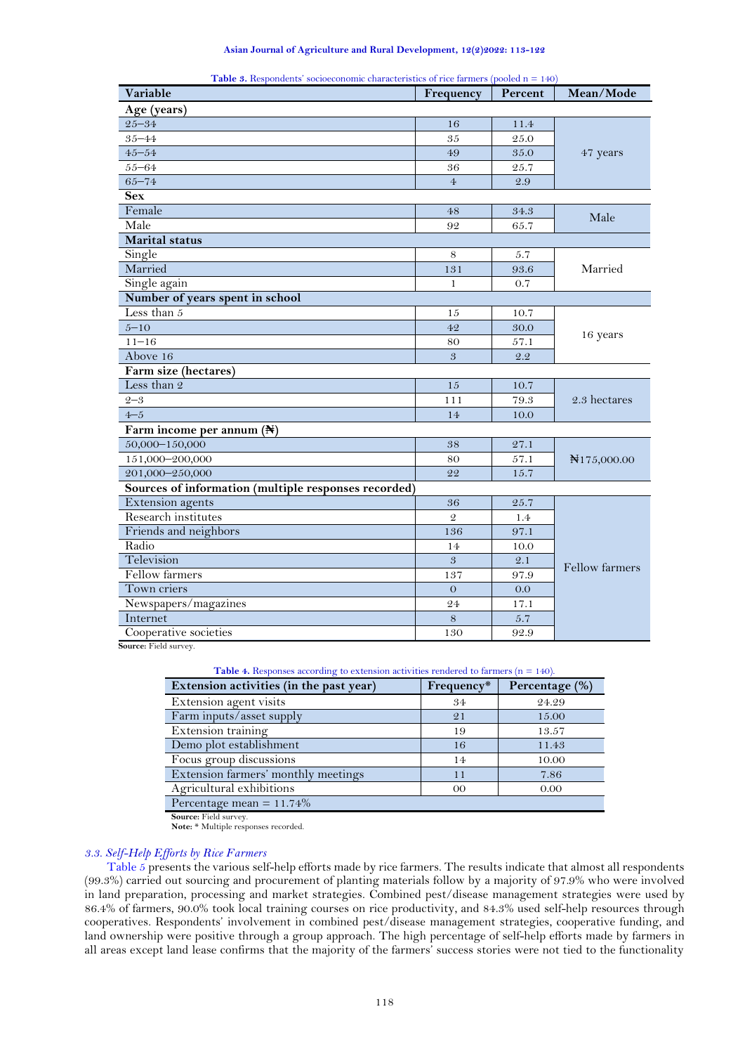**Table 3.** Respondents' socioeconomic characteristics of rice farmers (pooled n = 140)

| Variable | Frequency | Percent | Mean/Mode |
|---|---|---|---|
| **Age (years)** | | | |
| 25–34 | 16 | 11.4 | 47 years |
| 35–44 | 35 | 25.0 | |
| 45–54 | 49 | 35.0 | |
| 55–64 | 36 | 25.7 | |
| 65–74 | 4 | 2.9 | |
| **Sex** | | | |
| Female | 48 | 34.3 | Male |
| Male | 92 | 65.7 | |
| **Marital status** | | | |
| Single | 8 | 5.7 | Married |
| Married | 131 | 93.6 | |
| Single again | 1 | 0.7 | |
| **Number of years spent in school** | | | |
| Less than 5 | 15 | 10.7 | 16 years |
| 5–10 | 42 | 30.0 | |
| 11–16 | 80 | 57.1 | |
| Above 16 | 3 | 2.2 | |
| **Farm size (hectares)** | | | |
| Less than 2 | 15 | 10.7 | 2.3 hectares |
| 2–3 | 111 | 79.3 | |
| 4–5 | 14 | 10.0 | |
| **Farm income per annum (₦)** | | | |
| 50,000–150,000 | 38 | 27.1 | ₦175,000.00 |
| 151,000–200,000 | 80 | 57.1 | |
| 201,000–250,000 | 22 | 15.7 | |
| **Sources of information (multiple responses recorded)** | | | |
| Extension agents | 36 | 25.7 | Fellow farmers |
| Research institutes | 2 | 1.4 | |
| Friends and neighbors | 136 | 97.1 | |
| Radio | 14 | 10.0 | |
| Television | 3 | 2.1 | |
| Fellow farmers | 137 | 97.9 | |
| Town criers | 0 | 0.0 | |
| Newspapers/magazines | 24 | 17.1 | |
| Internet | 8 | 5.7 | |
| Cooperative societies | 130 | 92.9 | |

**Source:** Field survey.

**Table 4.** Responses according to extension activities rendered to farmers (n = 140).

| Extension activities (in the past year) | Frequency* | Percentage (%) |
|---|---|---|
| Extension agent visits | 34 | 24.29 |
| Farm inputs/asset supply | 21 | 15.00 |
| Extension training | 19 | 13.57 |
| Demo plot establishment | 16 | 11.43 |
| Focus group discussions | 14 | 10.00 |
| Extension farmers' monthly meetings | 11 | 7.86 |
| Agricultural exhibitions | 00 | 0.00 |
| Percentage mean = 11.74% | | |

**Source:** Field survey.
**Note:** * Multiple responses recorded.

### *3.3. Self-Help Efforts by Rice Farmers*

Table 5 presents the various self-help efforts made by rice farmers. The results indicate that almost all respondents (99.3%) carried out sourcing and procurement of planting materials follow by a majority of 97.9% who were involved in land preparation, processing and market strategies. Combined pest/disease management strategies were used by 86.4% of farmers, 90.0% took local training courses on rice productivity, and 84.3% used self-help resources through cooperatives. Respondents' involvement in combined pest/disease management strategies, cooperative funding, and land ownership were positive through a group approach. The high percentage of self-help efforts made by farmers in all areas except land lease confirms that the majority of the farmers' success stories were not tied to the functionality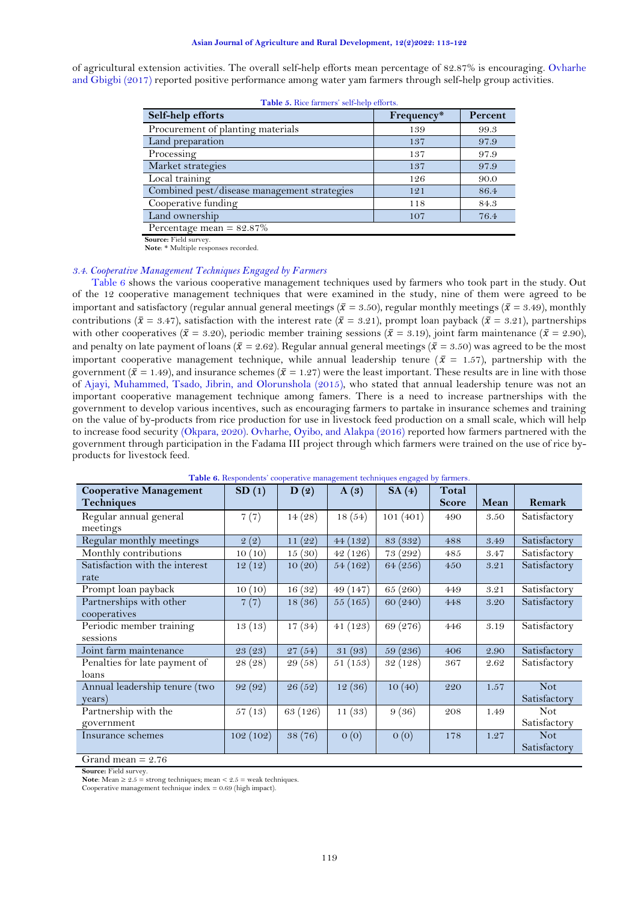of agricultural extension activities. The overall self-help efforts mean percentage of 82.87% is encouraging. Ovharhe and Gbigbi (2017) reported positive performance among water yam farmers through self-help group activities.

**Table 5.** Rice farmers' self-help efforts.

| Self-help efforts | Frequency* | Percent |
|---|---|---|
| Procurement of planting materials | 139 | 99.3 |
| Land preparation | 137 | 97.9 |
| Processing | 137 | 97.9 |
| Market strategies | 137 | 97.9 |
| Local training | 126 | 90.0 |
| Combined pest/disease management strategies | 121 | 86.4 |
| Cooperative funding | 118 | 84.3 |
| Land ownership | 107 | 76.4 |
| Percentage mean = 82.87% | | |

**Source:** Field survey.
**Note**: * Multiple responses recorded.

### *3.4. Cooperative Management Techniques Engaged by Farmers*

Table 6 shows the various cooperative management techniques used by farmers who took part in the study. Out of the 12 cooperative management techniques that were examined in the study, nine of them were agreed to be important and satisfactory (regular annual general meetings ($\bar{x}$ = 3.50), regular monthly meetings ($\bar{x}$ = 3.49), monthly contributions ($\bar{x}$ = 3.47), satisfaction with the interest rate ($\bar{x}$ = 3.21), prompt loan payback ($\bar{x}$ = 3.21), partnerships with other cooperatives ($\bar{x}$ = 3.20), periodic member training sessions ($\bar{x}$ = 3.19), joint farm maintenance ($\bar{x}$ = 2.90), and penalty on late payment of loans ($\bar{x}$ = 2.62). Regular annual general meetings ($\bar{x}$ = 3.50) was agreed to be the most important cooperative management technique, while annual leadership tenure ($\bar{x}$ = 1.57), partnership with the government ($\bar{x}$ = 1.49), and insurance schemes ($\bar{x}$ = 1.27) were the least important. These results are in line with those of Ajayi, Muhammed, Tsado, Jibrin, and Olorunshola (2015), who stated that annual leadership tenure was not an important cooperative management technique among famers. There is a need to increase partnerships with the government to develop various incentives, such as encouraging farmers to partake in insurance schemes and training on the value of by-products from rice production for use in livestock feed production on a small scale, which will help to increase food security (Okpara, 2020). Ovharhe, Oyibo, and Alakpa (2016) reported how farmers partnered with the government through participation in the Fadama III project through which farmers were trained on the use of rice by-products for livestock feed.

**Table 6.** Respondents' cooperative management techniques engaged by farmers.

| Cooperative Management Techniques | SD (1) | D (2) | A (3) | SA (4) | Total Score | Mean | Remark |
|---|---|---|---|---|---|---|---|
| Regular annual general meetings | 7 (7) | 14 (28) | 18 (54) | 101 (401) | 490 | 3.50 | Satisfactory |
| Regular monthly meetings | 2 (2) | 11 (22) | 44 (132) | 83 (332) | 488 | 3.49 | Satisfactory |
| Monthly contributions | 10 (10) | 15 (30) | 42 (126) | 73 (292) | 485 | 3.47 | Satisfactory |
| Satisfaction with the interest rate | 12 (12) | 10 (20) | 54 (162) | 64 (256) | 450 | 3.21 | Satisfactory |
| Prompt loan payback | 10 (10) | 16 (32) | 49 (147) | 65 (260) | 449 | 3.21 | Satisfactory |
| Partnerships with other cooperatives | 7 (7) | 18 (36) | 55 (165) | 60 (240) | 448 | 3.20 | Satisfactory |
| Periodic member training sessions | 13 (13) | 17 (34) | 41 (123) | 69 (276) | 446 | 3.19 | Satisfactory |
| Joint farm maintenance | 23 (23) | 27 (54) | 31 (93) | 59 (236) | 406 | 2.90 | Satisfactory |
| Penalties for late payment of loans | 28 (28) | 29 (58) | 51 (153) | 32 (128) | 367 | 2.62 | Satisfactory |
| Annual leadership tenure (two years) | 92 (92) | 26 (52) | 12 (36) | 10 (40) | 220 | 1.57 | Not Satisfactory |
| Partnership with the government | 57 (13) | 63 (126) | 11 (33) | 9 (36) | 208 | 1.49 | Not Satisfactory |
| Insurance schemes | 102 (102) | 38 (76) | 0 (0) | 0 (0) | 178 | 1.27 | Not Satisfactory |
| Grand mean = 2.76 | | | | | | | |

**Source:** Field survey.
**Note**: Mean ≥ 2.5 = strong techniques; mean < 2.5 = weak techniques.
Cooperative management technique index = 0.69 (high impact).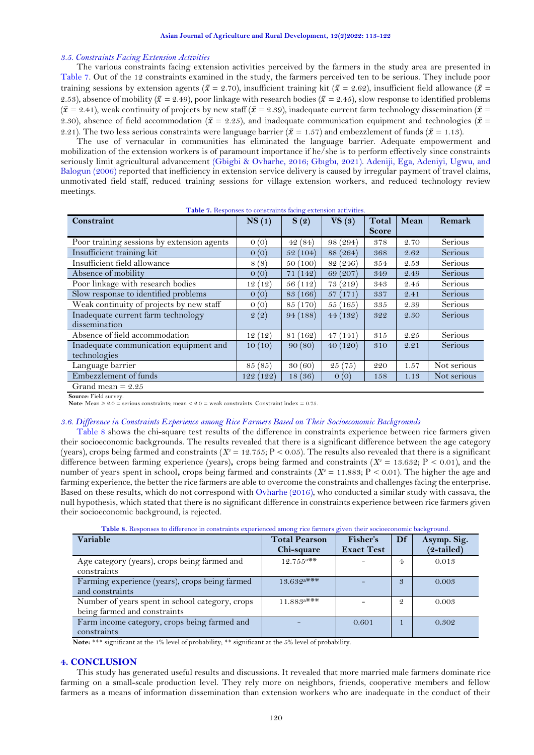### 3.5. Constraints Facing Extension Activities

The various constraints facing extension activities perceived by the farmers in the study area are presented in Table 7. Out of the 12 constraints examined in the study, the farmers perceived ten to be serious. They include poor training sessions by extension agents ($\bar{x}$ = 2.70), insufficient training kit ($\bar{x}$ = 2.62), insufficient field allowance ($\bar{x}$ = 2.53), absence of mobility ($\bar{x}$ = 2.49), poor linkage with research bodies ($\bar{x}$ = 2.45), slow response to identified problems ($\bar{x}$ = 2.41), weak continuity of projects by new staff ($\bar{x}$ = 2.39), inadequate current farm technology dissemination ($\bar{x}$ = 2.30), absence of field accommodation ($\bar{x}$ = 2.25), and inadequate communication equipment and technologies ($\bar{x}$ = 2.21). The two less serious constraints were language barrier ($\bar{x}$ = 1.57) and embezzlement of funds ($\bar{x}$ = 1.13).

The use of vernacular in communities has eliminated the language barrier. Adequate empowerment and mobilization of the extension workers is of paramount importance if he/she is to perform effectively since constraints seriously limit agricultural advancement (Gbigbi & Ovharhe, 2016; Gbıgbı, 2021). Adeniji, Ega, Adeniyi, Ugwu, and Balogun (2006) reported that inefficiency in extension service delivery is caused by irregular payment of travel claims, unmotivated field staff, reduced training sessions for village extension workers, and reduced technology review meetings.

**Table 7.** Responses to constraints facing extension activities.

| Constraint | NS (1) | S (2) | VS (3) | Total Score | Mean | Remark |
|---|---|---|---|---|---|---|
| Poor training sessions by extension agents | 0 (0) | 42 (84) | 98 (294) | 378 | 2.70 | Serious |
| Insufficient training kit | 0 (0) | 52 (104) | 88 (264) | 368 | 2.62 | Serious |
| Insufficient field allowance | 8 (8) | 50 (100) | 82 (246) | 354 | 2.53 | Serious |
| Absence of mobility | 0 (0) | 71 (142) | 69 (207) | 349 | 2.49 | Serious |
| Poor linkage with research bodies | 12 (12) | 56 (112) | 73 (219) | 343 | 2.45 | Serious |
| Slow response to identified problems | 0 (0) | 83 (166) | 57 (171) | 337 | 2.41 | Serious |
| Weak continuity of projects by new staff | 0 (0) | 85 (170) | 55 (165) | 335 | 2.39 | Serious |
| Inadequate current farm technology dissemination | 2 (2) | 94 (188) | 44 (132) | 322 | 2.30 | Serious |
| Absence of field accommodation | 12 (12) | 81 (162) | 47 (141) | 315 | 2.25 | Serious |
| Inadequate communication equipment and technologies | 10 (10) | 90 (80) | 40 (120) | 310 | 2.21 | Serious |
| Language barrier | 85 (85) | 30 (60) | 25 (75) | 220 | 1.57 | Not serious |
| Embezzlement of funds | 122 (122) | 18 (36) | 0 (0) | 158 | 1.13 | Not serious |
| Grand mean = 2.25 | | | | | | |

**Source:** Field survey.
**Note**: Mean ≥ 2.0 = serious constraints; mean < 2.0 = weak constraints. Constraint index = 0.75.

### 3.6. Difference in Constraints Experience among Rice Farmers Based on Their Socioeconomic Backgrounds

Table 8 shows the chi-square test results of the difference in constraints experience between rice farmers given their socioeconomic backgrounds. The results revealed that there is a significant difference between the age category (years), crops being farmed and constraints ($X^2$ = 12.755; $P < 0.05$). The results also revealed that there is a significant difference between farming experience (years), crops being farmed and constraints ($X^2$ = 13.632; $P < 0.01$), and the number of years spent in school**,** crops being farmed and constraints ($X^2$ = 11.883; $P < 0.01$). The higher the age and farming experience, the better the rice farmers are able to overcome the constraints and challenges facing the enterprise. Based on these results, which do not correspond with Ovharhe (2016), who conducted a similar study with cassava, the null hypothesis, which stated that there is no significant difference in constraints experience between rice farmers given their socioeconomic background, is rejected.

**Table 8.** Responses to difference in constraints experienced among rice farmers given their socioeconomic background.

| Variable | Total Pearson Chi-square | Fisher's Exact Test | Df | Asymp. Sig. (2-tailed) |
|---|---|---|---|---|
| Age category (years), crops being farmed and constraints | 12.755[a]** | - | 4 | 0.013 |
| Farming experience (years), crops being farmed and constraints | 13.632[a]*** | - | 3 | 0.003 |
| Number of years spent in school category, crops being farmed and constraints | 11.883[a]*** | - | 2 | 0.003 |
| Farm income category, crops being farmed and constraints | - | 0.601 | 1 | 0.302 |

**Note:** *** significant at the 1% level of probability; ** significant at the 5% level of probability.

## 4. CONCLUSION

This study has generated useful results and discussions. It revealed that more married male farmers dominate rice farming on a small-scale production level. They rely more on neighbors, friends, cooperative members and fellow farmers as a means of information dissemination than extension workers who are inadequate in the conduct of their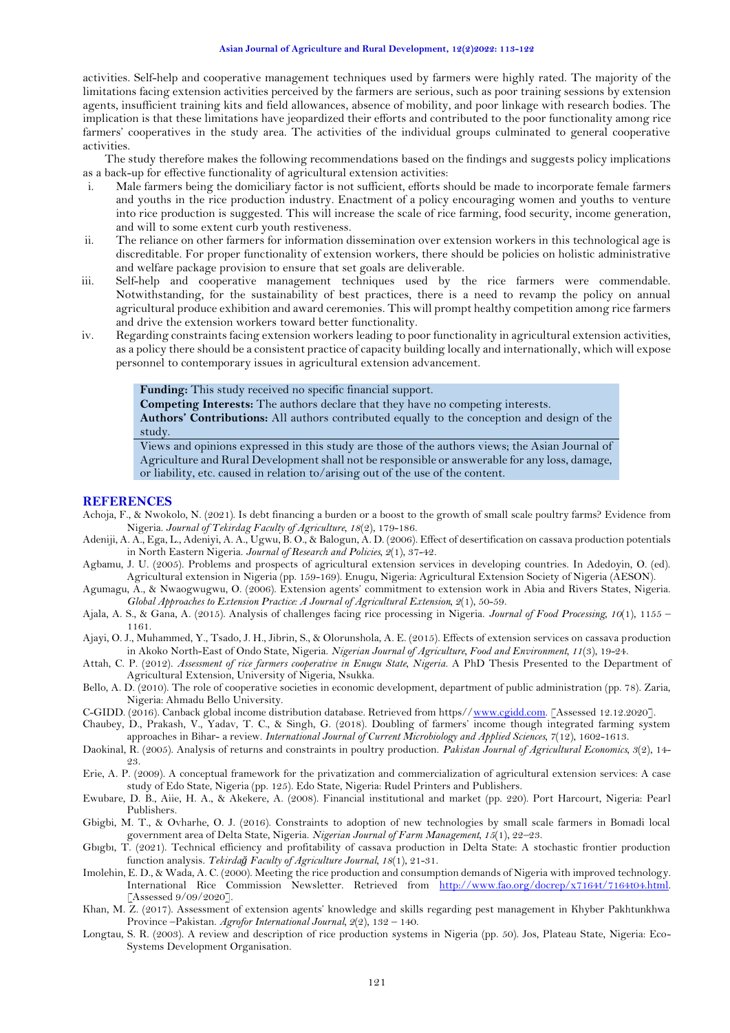activities. Self-help and cooperative management techniques used by farmers were highly rated. The majority of the limitations facing extension activities perceived by the farmers are serious, such as poor training sessions by extension agents, insufficient training kits and field allowances, absence of mobility, and poor linkage with research bodies. The implication is that these limitations have jeopardized their efforts and contributed to the poor functionality among rice farmers' cooperatives in the study area. The activities of the individual groups culminated to general cooperative activities.

The study therefore makes the following recommendations based on the findings and suggests policy implications as a back-up for effective functionality of agricultural extension activities:

i. Male farmers being the domiciliary factor is not sufficient, efforts should be made to incorporate female farmers and youths in the rice production industry. Enactment of a policy encouraging women and youths to venture into rice production is suggested. This will increase the scale of rice farming, food security, income generation, and will to some extent curb youth restiveness.

ii. The reliance on other farmers for information dissemination over extension workers in this technological age is discreditable. For proper functionality of extension workers, there should be policies on holistic administrative and welfare package provision to ensure that set goals are deliverable.

iii. Self-help and cooperative management techniques used by the rice farmers were commendable. Notwithstanding, for the sustainability of best practices, there is a need to revamp the policy on annual agricultural produce exhibition and award ceremonies. This will prompt healthy competition among rice farmers and drive the extension workers toward better functionality.

iv. Regarding constraints facing extension workers leading to poor functionality in agricultural extension activities, as a policy there should be a consistent practice of capacity building locally and internationally, which will expose personnel to contemporary issues in agricultural extension advancement.

**Funding:** This study received no specific financial support.
**Competing Interests:** The authors declare that they have no competing interests.
**Authors' Contributions:** All authors contributed equally to the conception and design of the study.

Views and opinions expressed in this study are those of the authors views; the Asian Journal of Agriculture and Rural Development shall not be responsible or answerable for any loss, damage, or liability, etc. caused in relation to/arising out of the use of the content.

## REFERENCES

Achoja, F., & Nwokolo, N. (2021). Is debt financing a burden or a boost to the growth of small scale poultry farms? Evidence from Nigeria. *Journal of Tekirdag Faculty of Agriculture, 18*(2), 179-186.

Adeniji, A. A., Ega, L., Adeniyi, A. A., Ugwu, B. O., & Balogun, A. D. (2006). Effect of desertification on cassava production potentials in North Eastern Nigeria. *Journal of Research and Policies, 2*(1), 37-42.

Agbamu, J. U. (2005). Problems and prospects of agricultural extension services in developing countries. In Adedoyin, O. (ed). Agricultural extension in Nigeria (pp. 159-169). Enugu, Nigeria: Agricultural Extension Society of Nigeria (AESON).

Agumagu, A., & Nwaogwugwu, O. (2006). Extension agents' commitment to extension work in Abia and Rivers States, Nigeria. *Global Approaches to Extension Practice: A Journal of Agricultural Extension, 2*(1), 50-59.

Ajala, A. S., & Gana, A. (2015). Analysis of challenges facing rice processing in Nigeria. *Journal of Food Processing, 10*(1), 1155 – 1161.

Ajayi, O. J., Muhammed, Y., Tsado, J. H., Jibrin, S., & Olorunshola, A. E. (2015). Effects of extension services on cassava production in Akoko North-East of Ondo State, Nigeria. *Nigerian Journal of Agriculture, Food and Environment, 11*(3), 19-24.

Attah, C. P. (2012). *Assessment of rice farmers cooperative in Enugu State, Nigeria.* A PhD Thesis Presented to the Department of Agricultural Extension, University of Nigeria, Nsukka.

Bello, A. D. (2010). The role of cooperative societies in economic development, department of public administration (pp. 78). Zaria, Nigeria: Ahmadu Bello University.

C-GIDD. (2016). Canback global income distribution database. Retrieved from https//www.cgidd.com. [Assessed 12.12.2020].

Chaubey, D., Prakash, V., Yadav, T. C., & Singh, G. (2018). Doubling of farmers' income though integrated farming system approaches in Bihar- a review. *International Journal of Current Microbiology and Applied Sciences, 7*(12), 1602-1613.

Daokinal, R. (2005). Analysis of returns and constraints in poultry production. *Pakistan Journal of Agricultural Economics, 3*(2), 14-23.

Erie, A. P. (2009). A conceptual framework for the privatization and commercialization of agricultural extension services: A case study of Edo State, Nigeria (pp. 125). Edo State, Nigeria: Rudel Printers and Publishers.

Ewubare, D. B., Aiie, H. A., & Akekere, A. (2008). Financial institutional and market (pp. 220). Port Harcourt, Nigeria: Pearl Publishers.

Gbigbi, M. T., & Ovharhe, O. J. (2016). Constraints to adoption of new technologies by small scale farmers in Bomadi local government area of Delta State, Nigeria. *Nigerian Journal of Farm Management, 15*(1), 22–23.

Gbıgbı, T. (2021). Technical efficiency and profitability of cassava production in Delta State: A stochastic frontier production function analysis. *Tekirdağ Faculty of Agriculture Journal, 18*(1), 21-31.

Imolehin, E. D., & Wada, A. C. (2000). Meeting the rice production and consumption demands of Nigeria with improved technology. International Rice Commission Newsletter. Retrieved from http://www.fao.org/docrep/x7164t/7164t04.html. [Assessed 9/09/2020].

Khan, M. Z. (2017). Assessment of extension agents' knowledge and skills regarding pest management in Khyber Pakhtunkhwa Province –Pakistan. *Agrofor International Journal, 2*(2), 132 – 140.

Longtau, S. R. (2003). A review and description of rice production systems in Nigeria (pp. 50). Jos, Plateau State, Nigeria: Eco-Systems Development Organisation.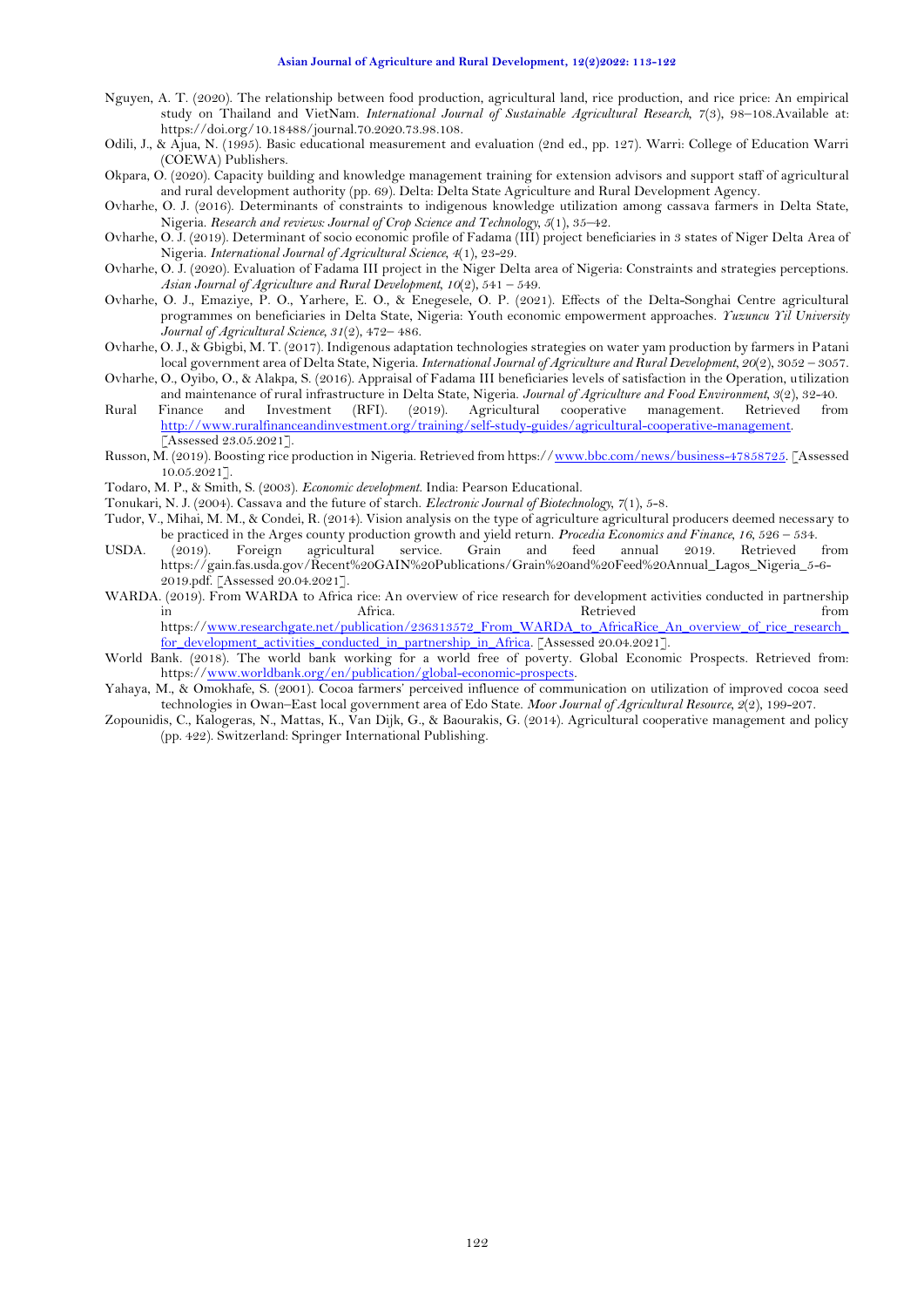Nguyen, A. T. (2020). The relationship between food production, agricultural land, rice production, and rice price: An empirical study on Thailand and VietNam. *International Journal of Sustainable Agricultural Research, 7*(3), 98–108.Available at: https://doi.org/10.18488/journal.70.2020.73.98.108.

Odili, J., & Ajua, N. (1995). Basic educational measurement and evaluation (2nd ed., pp. 127). Warri: College of Education Warri (COEWA) Publishers.

Okpara, O. (2020). Capacity building and knowledge management training for extension advisors and support staff of agricultural and rural development authority (pp. 69). Delta: Delta State Agriculture and Rural Development Agency.

Ovharhe, O. J. (2016). Determinants of constraints to indigenous knowledge utilization among cassava farmers in Delta State, Nigeria. *Research and reviews: Journal of Crop Science and Technology, 5*(1), 35–42.

Ovharhe, O. J. (2019). Determinant of socio economic profile of Fadama (III) project beneficiaries in 3 states of Niger Delta Area of Nigeria. *International Journal of Agricultural Science, 4*(1), 23-29.

Ovharhe, O. J. (2020). Evaluation of Fadama III project in the Niger Delta area of Nigeria: Constraints and strategies perceptions. *Asian Journal of Agriculture and Rural Development, 10*(2), 541 – 549.

Ovharhe, O. J., Emaziye, P. O., Yarhere, E. O., & Enegesele, O. P. (2021). Effects of the Delta-Songhai Centre agricultural programmes on beneficiaries in Delta State, Nigeria: Youth economic empowerment approaches. *Yuzuncu Yil University Journal of Agricultural Science, 31*(2), 472– 486.

Ovharhe, O. J., & Gbigbi, M. T. (2017). Indigenous adaptation technologies strategies on water yam production by farmers in Patani local government area of Delta State, Nigeria. *International Journal of Agriculture and Rural Development, 20*(2), 3052 – 3057.

Ovharhe, O., Oyibo, O., & Alakpa, S. (2016). Appraisal of Fadama III beneficiaries levels of satisfaction in the Operation, utilization and maintenance of rural infrastructure in Delta State, Nigeria. *Journal of Agriculture and Food Environment, 3*(2), 32-40.

Rural Finance and Investment (RFI). (2019). Agricultural cooperative management. Retrieved from http://www.ruralfinanceandinvestment.org/training/self-study-guides/agricultural-cooperative-management. [Assessed 23.05.2021].

Russon, M. (2019). Boosting rice production in Nigeria. Retrieved from https://www.bbc.com/news/business-47858725. [Assessed 10.05.2021].

Todaro, M. P., & Smith, S. (2003). *Economic development*. India: Pearson Educational.

Tonukari, N. J. (2004). Cassava and the future of starch. *Electronic Journal of Biotechnology, 7*(1), 5-8.

Tudor, V., Mihai, M. M., & Condei, R. (2014). Vision analysis on the type of agriculture agricultural producers deemed necessary to be practiced in the Arges county production growth and yield return. *Procedia Economics and Finance, 16*, 526 – 534.

USDA. (2019). Foreign agricultural service. Grain and feed annual 2019. Retrieved from https://gain.fas.usda.gov/Recent%20GAIN%20Publications/Grain%20and%20Feed%20Annual_Lagos_Nigeria_5-6-2019.pdf. [Assessed 20.04.2021].

WARDA. (2019). From WARDA to Africa rice: An overview of rice research for development activities conducted in partnership in Africa. Retrieved from https://www.researchgate.net/publication/236313572_From_WARDA_to_AfricaRice_An_overview_of_rice_research_for_development_activities_conducted_in_partnership_in_Africa. [Assessed 20.04.2021].

World Bank. (2018). The world bank working for a world free of poverty. Global Economic Prospects. Retrieved from: https://www.worldbank.org/en/publication/global-economic-prospects.

Yahaya, M., & Omokhafe, S. (2001). Cocoa farmers' perceived influence of communication on utilization of improved cocoa seed technologies in Owan–East local government area of Edo State. *Moor Journal of Agricultural Resource, 2*(2), 199-207.

Zopounidis, C., Kalogeras, N., Mattas, K., Van Dijk, G., & Baourakis, G. (2014). Agricultural cooperative management and policy (pp. 422). Switzerland: Springer International Publishing.